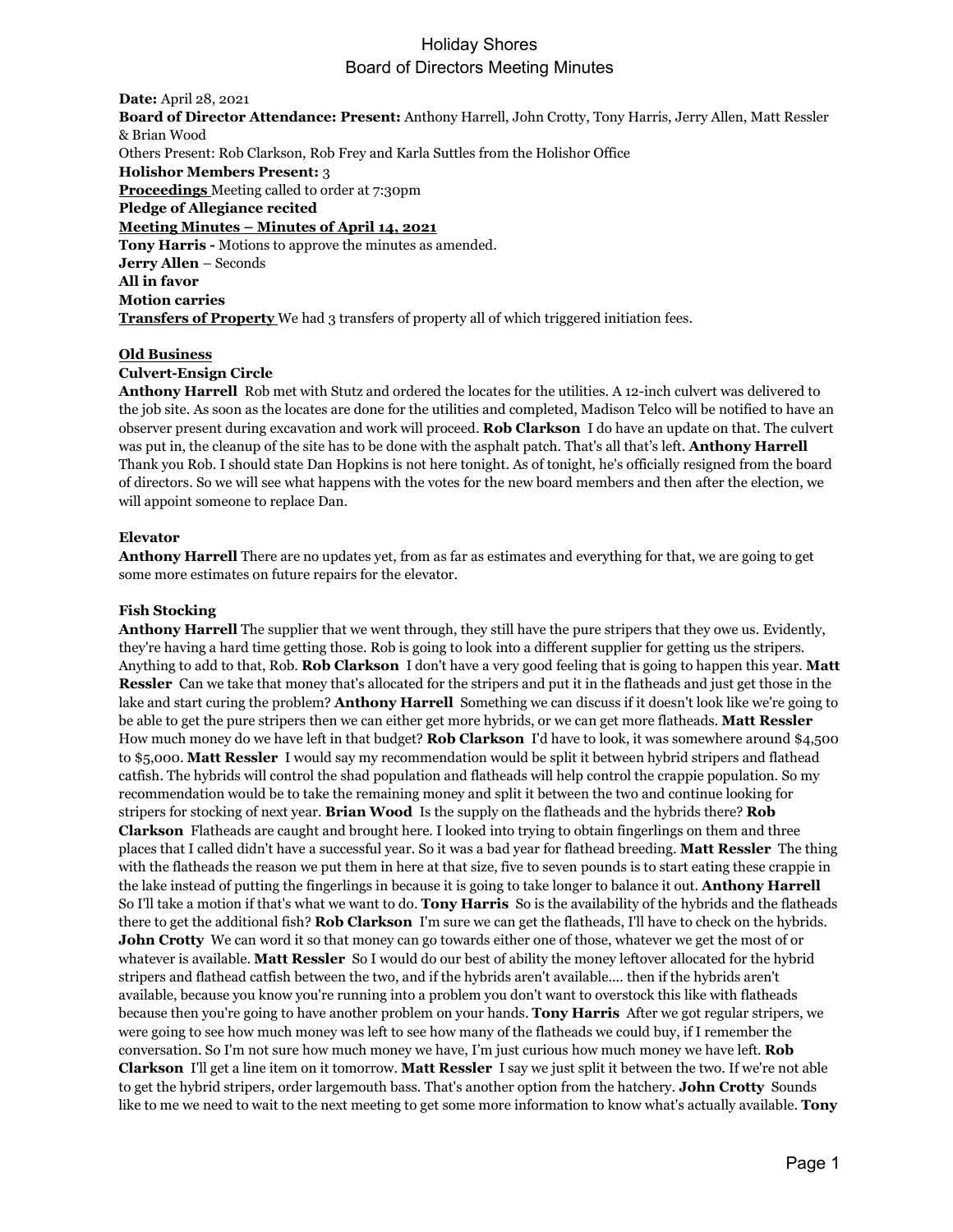# Holiday Shores
## Board of Directors Meeting Minutes

**Date:** April 28, 2021
**Board of Director Attendance: Present:** Anthony Harrell, John Crotty, Tony Harris, Jerry Allen, Matt Ressler & Brian Wood
Others Present: Rob Clarkson, Rob Frey and Karla Suttles from the Holishor Office
**Holishor Members Present:** 3
**Proceedings** Meeting called to order at 7:30pm
**Pledge of Allegiance recited**
**Meeting Minutes – Minutes of April 14, 2021**
**Tony Harris -** Motions to approve the minutes as amended.
**Jerry Allen** – Seconds
**All in favor**
**Motion carries**
**Transfers of Property** We had 3 transfers of property all of which triggered initiation fees.

**Old Business**

**Culvert-Ensign Circle**
**Anthony Harrell** Rob met with Stutz and ordered the locates for the utilities. A 12-inch culvert was delivered to the job site. As soon as the locates are done for the utilities and completed, Madison Telco will be notified to have an observer present during excavation and work will proceed. **Rob Clarkson** I do have an update on that. The culvert was put in, the cleanup of the site has to be done with the asphalt patch. That's all that's left. **Anthony Harrell** Thank you Rob. I should state Dan Hopkins is not here tonight. As of tonight, he's officially resigned from the board of directors. So we will see what happens with the votes for the new board members and then after the election, we will appoint someone to replace Dan.

**Elevator**
**Anthony Harrell** There are no updates yet, from as far as estimates and everything for that, we are going to get some more estimates on future repairs for the elevator.

**Fish Stocking**
**Anthony Harrell** The supplier that we went through, they still have the pure stripers that they owe us. Evidently, they're having a hard time getting those. Rob is going to look into a different supplier for getting us the stripers. Anything to add to that, Rob. **Rob Clarkson** I don't have a very good feeling that is going to happen this year. **Matt Ressler** Can we take that money that's allocated for the stripers and put it in the flatheads and just get those in the lake and start curing the problem? **Anthony Harrell** Something we can discuss if it doesn't look like we're going to be able to get the pure stripers then we can either get more hybrids, or we can get more flatheads. **Matt Ressler** How much money do we have left in that budget? **Rob Clarkson** I'd have to look, it was somewhere around $4,500 to $5,000. **Matt Ressler** I would say my recommendation would be split it between hybrid stripers and flathead catfish. The hybrids will control the shad population and flatheads will help control the crappie population. So my recommendation would be to take the remaining money and split it between the two and continue looking for stripers for stocking of next year. **Brian Wood** Is the supply on the flatheads and the hybrids there? **Rob Clarkson** Flatheads are caught and brought here. I looked into trying to obtain fingerlings on them and three places that I called didn't have a successful year. So it was a bad year for flathead breeding. **Matt Ressler** The thing with the flatheads the reason we put them in here at that size, five to seven pounds is to start eating these crappie in the lake instead of putting the fingerlings in because it is going to take longer to balance it out. **Anthony Harrell** So I'll take a motion if that's what we want to do. **Tony Harris** So is the availability of the hybrids and the flatheads there to get the additional fish? **Rob Clarkson** I'm sure we can get the flatheads, I'll have to check on the hybrids. **John Crotty** We can word it so that money can go towards either one of those, whatever we get the most of or whatever is available. **Matt Ressler** So I would do our best of ability the money leftover allocated for the hybrid stripers and flathead catfish between the two, and if the hybrids aren't available.... then if the hybrids aren't available, because you know you're running into a problem you don't want to overstock this like with flatheads because then you're going to have another problem on your hands. **Tony Harris** After we got regular stripers, we were going to see how much money was left to see how many of the flatheads we could buy, if I remember the conversation. So I'm not sure how much money we have, I'm just curious how much money we have left. **Rob Clarkson** I'll get a line item on it tomorrow. **Matt Ressler** I say we just split it between the two. If we're not able to get the hybrid stripers, order largemouth bass. That's another option from the hatchery. **John Crotty** Sounds like to me we need to wait to the next meeting to get some more information to know what's actually available. **Tony**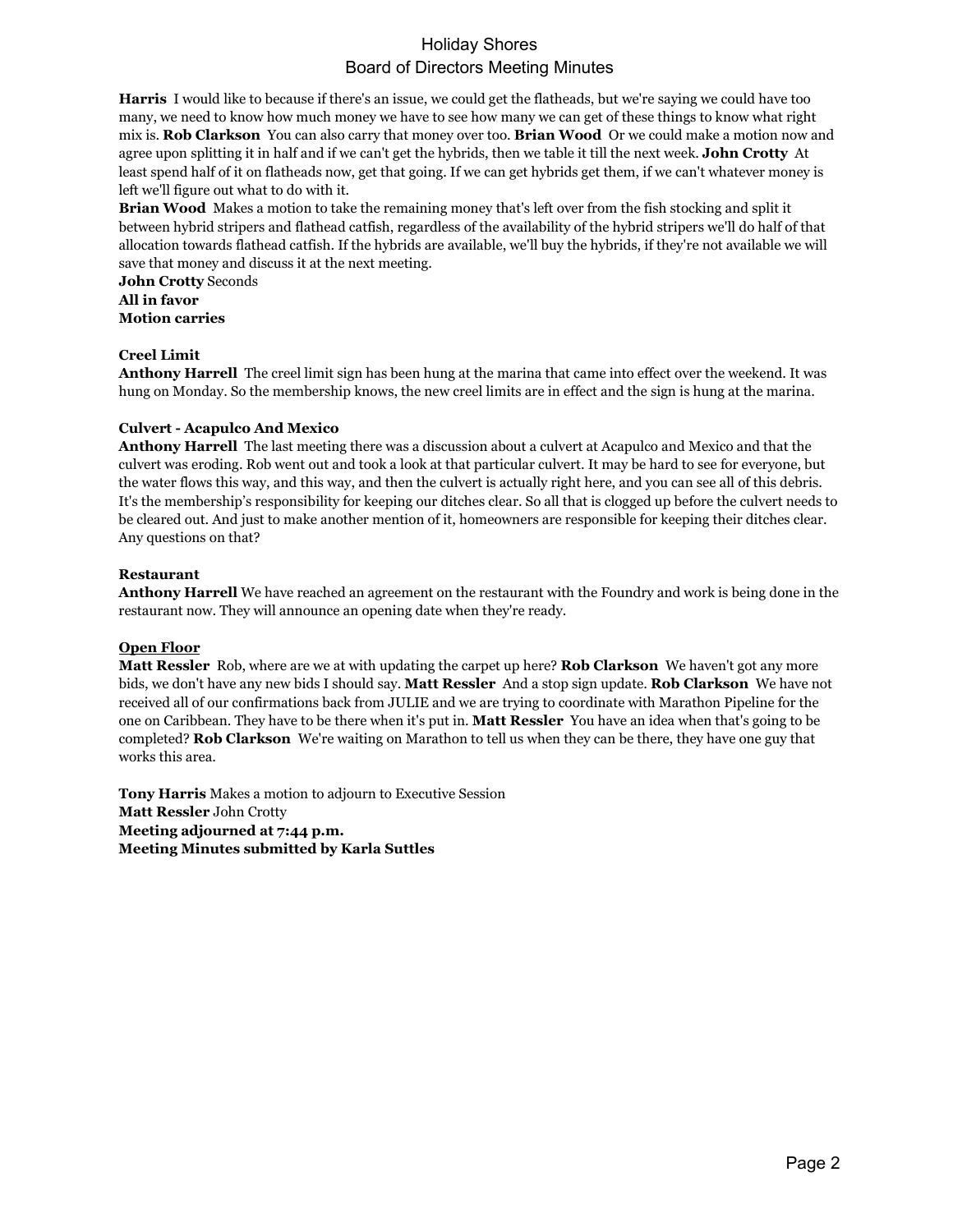**Harris** I would like to because if there's an issue, we could get the flatheads, but we're saying we could have too many, we need to know how much money we have to see how many we can get of these things to know what right mix is. **Rob Clarkson** You can also carry that money over too. **Brian Wood** Or we could make a motion now and agree upon splitting it in half and if we can't get the hybrids, then we table it till the next week. **John Crotty** At least spend half of it on flatheads now, get that going. If we can get hybrids get them, if we can't whatever money is left we'll figure out what to do with it.

**Brian Wood** Makes a motion to take the remaining money that's left over from the fish stocking and split it between hybrid stripers and flathead catfish, regardless of the availability of the hybrid stripers we'll do half of that allocation towards flathead catfish. If the hybrids are available, we'll buy the hybrids, if they're not available we will save that money and discuss it at the next meeting.
**John Crotty** Seconds
**All in favor**
**Motion carries**

**Creel Limit**
**Anthony Harrell** The creel limit sign has been hung at the marina that came into effect over the weekend. It was hung on Monday. So the membership knows, the new creel limits are in effect and the sign is hung at the marina.

**Culvert - Acapulco And Mexico**
**Anthony Harrell** The last meeting there was a discussion about a culvert at Acapulco and Mexico and that the culvert was eroding. Rob went out and took a look at that particular culvert. It may be hard to see for everyone, but the water flows this way, and this way, and then the culvert is actually right here, and you can see all of this debris. It's the membership's responsibility for keeping our ditches clear. So all that is clogged up before the culvert needs to be cleared out. And just to make another mention of it, homeowners are responsible for keeping their ditches clear. Any questions on that?

**Restaurant**
**Anthony Harrell** We have reached an agreement on the restaurant with the Foundry and work is being done in the restaurant now. They will announce an opening date when they're ready.

**<u>Open Floor</u>**
**Matt Ressler** Rob, where are we at with updating the carpet up here? **Rob Clarkson** We haven't got any more bids, we don't have any new bids I should say. **Matt Ressler** And a stop sign update. **Rob Clarkson** We have not received all of our confirmations back from JULIE and we are trying to coordinate with Marathon Pipeline for the one on Caribbean. They have to be there when it's put in. **Matt Ressler** You have an idea when that's going to be completed? **Rob Clarkson** We're waiting on Marathon to tell us when they can be there, they have one guy that works this area.

**Tony Harris** Makes a motion to adjourn to Executive Session
**Matt Ressler** John Crotty
**Meeting adjourned at 7:44 p.m.**
**Meeting Minutes submitted by Karla Suttles**